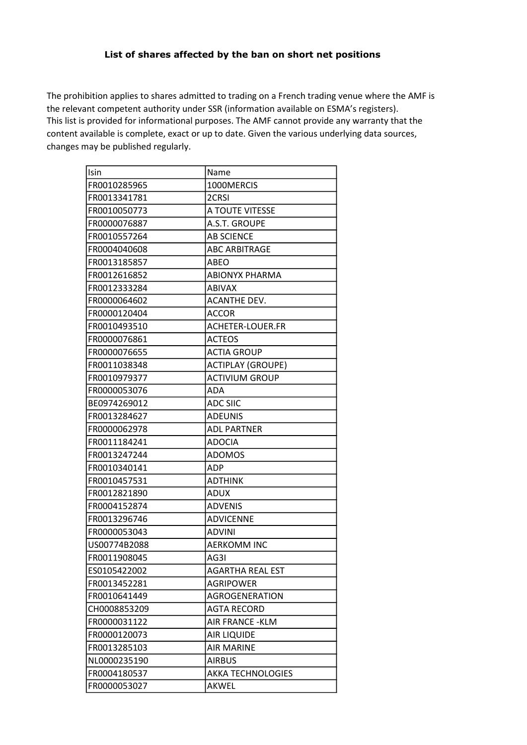**List of shares affected by the ban on short net positions**

The prohibition applies to shares admitted to trading on a French trading venue where the AMF is the relevant competent authority under SSR (information available on ESMA's registers).
This list is provided for informational purposes. The AMF cannot provide any warranty that the content available is complete, exact or up to date. Given the various underlying data sources, changes may be published regularly.

| Isin | Name |
|---|---|
| FR0010285965 | 1000MERCIS |
| FR0013341781 | 2CRSI |
| FR0010050773 | A TOUTE VITESSE |
| FR0000076887 | A.S.T. GROUPE |
| FR0010557264 | AB SCIENCE |
| FR0004040608 | ABC ARBITRAGE |
| FR0013185857 | ABEO |
| FR0012616852 | ABIONYX PHARMA |
| FR0012333284 | ABIVAX |
| FR0000064602 | ACANTHE DEV. |
| FR0000120404 | ACCOR |
| FR0010493510 | ACHETER-LOUER.FR |
| FR0000076861 | ACTEOS |
| FR0000076655 | ACTIA GROUP |
| FR0011038348 | ACTIPLAY (GROUPE) |
| FR0010979377 | ACTIVIUM GROUP |
| FR0000053076 | ADA |
| BE0974269012 | ADC SIIC |
| FR0013284627 | ADEUNIS |
| FR0000062978 | ADL PARTNER |
| FR0011184241 | ADOCIA |
| FR0013247244 | ADOMOS |
| FR0010340141 | ADP |
| FR0010457531 | ADTHINK |
| FR0012821890 | ADUX |
| FR0004152874 | ADVENIS |
| FR0013296746 | ADVICENNE |
| FR0000053043 | ADVINI |
| US00774B2088 | AERKOMM INC |
| FR0011908045 | AG3I |
| ES0105422002 | AGARTHA REAL EST |
| FR0013452281 | AGRIPOWER |
| FR0010641449 | AGROGENERATION |
| CH0008853209 | AGTA RECORD |
| FR0000031122 | AIR FRANCE -KLM |
| FR0000120073 | AIR LIQUIDE |
| FR0013285103 | AIR MARINE |
| NL0000235190 | AIRBUS |
| FR0004180537 | AKKA TECHNOLOGIES |
| FR0000053027 | AKWEL |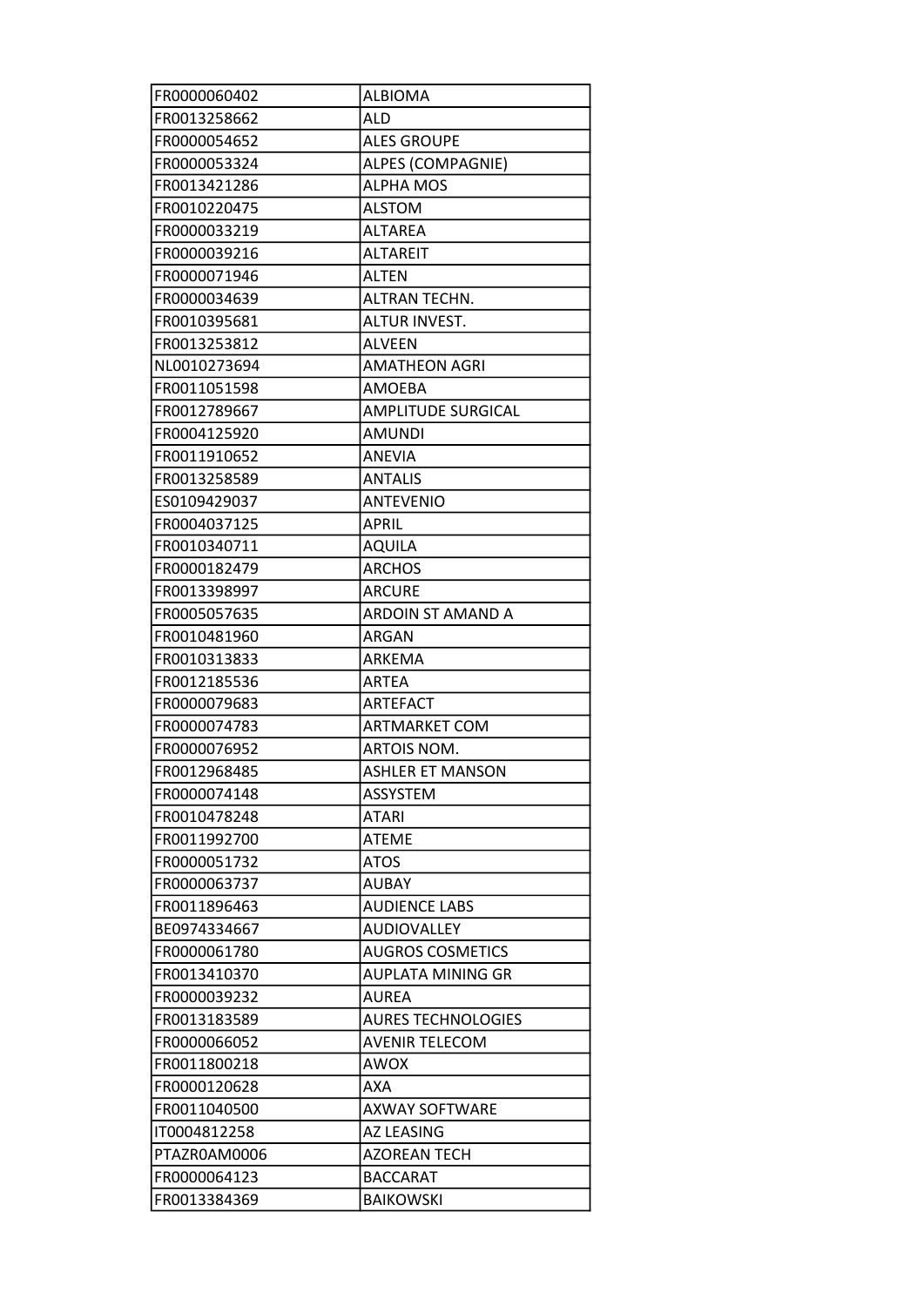| FR0000060402 | ALBIOMA |
|---|---|
| FR0013258662 | ALD |
| FR0000054652 | ALES GROUPE |
| FR0000053324 | ALPES (COMPAGNIE) |
| FR0013421286 | ALPHA MOS |
| FR0010220475 | ALSTOM |
| FR0000033219 | ALTAREA |
| FR0000039216 | ALTAREIT |
| FR0000071946 | ALTEN |
| FR0000034639 | ALTRAN TECHN. |
| FR0010395681 | ALTUR INVEST. |
| FR0013253812 | ALVEEN |
| NL0010273694 | AMATHEON AGRI |
| FR0011051598 | AMOEBA |
| FR0012789667 | AMPLITUDE SURGICAL |
| FR0004125920 | AMUNDI |
| FR0011910652 | ANEVIA |
| FR0013258589 | ANTALIS |
| ES0109429037 | ANTEVENIO |
| FR0004037125 | APRIL |
| FR0010340711 | AQUILA |
| FR0000182479 | ARCHOS |
| FR0013398997 | ARCURE |
| FR0005057635 | ARDOIN ST AMAND A |
| FR0010481960 | ARGAN |
| FR0010313833 | ARKEMA |
| FR0012185536 | ARTEA |
| FR0000079683 | ARTEFACT |
| FR0000074783 | ARTMARKET COM |
| FR0000076952 | ARTOIS NOM. |
| FR0012968485 | ASHLER ET MANSON |
| FR0000074148 | ASSYSTEM |
| FR0010478248 | ATARI |
| FR0011992700 | ATEME |
| FR0000051732 | ATOS |
| FR0000063737 | AUBAY |
| FR0011896463 | AUDIENCE LABS |
| BE0974334667 | AUDIOVALLEY |
| FR0000061780 | AUGROS COSMETICS |
| FR0013410370 | AUPLATA MINING GR |
| FR0000039232 | AUREA |
| FR0013183589 | AURES TECHNOLOGIES |
| FR0000066052 | AVENIR TELECOM |
| FR0011800218 | AWOX |
| FR0000120628 | AXA |
| FR0011040500 | AXWAY SOFTWARE |
| IT0004812258 | AZ LEASING |
| PTAZR0AM0006 | AZOREAN TECH |
| FR0000064123 | BACCARAT |
| FR0013384369 | BAIKOWSKI |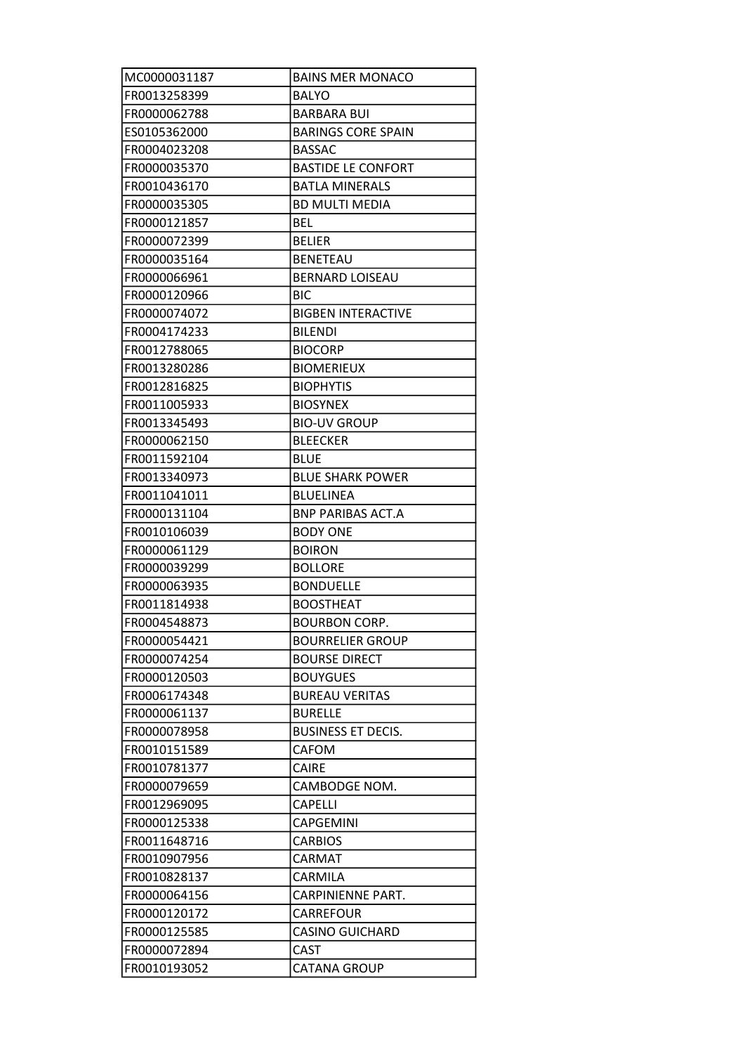| MC0000031187 | BAINS MER MONACO |
|---|---|
| FR0013258399 | BALYO |
| FR0000062788 | BARBARA BUI |
| ES0105362000 | BARINGS CORE SPAIN |
| FR0004023208 | BASSAC |
| FR0000035370 | BASTIDE LE CONFORT |
| FR0010436170 | BATLA MINERALS |
| FR0000035305 | BD MULTI MEDIA |
| FR0000121857 | BEL |
| FR0000072399 | BELIER |
| FR0000035164 | BENETEAU |
| FR0000066961 | BERNARD LOISEAU |
| FR0000120966 | BIC |
| FR0000074072 | BIGBEN INTERACTIVE |
| FR0004174233 | BILENDI |
| FR0012788065 | BIOCORP |
| FR0013280286 | BIOMERIEUX |
| FR0012816825 | BIOPHYTIS |
| FR0011005933 | BIOSYNEX |
| FR0013345493 | BIO-UV GROUP |
| FR0000062150 | BLEECKER |
| FR0011592104 | BLUE |
| FR0013340973 | BLUE SHARK POWER |
| FR0011041011 | BLUELINEA |
| FR0000131104 | BNP PARIBAS ACT.A |
| FR0010106039 | BODY ONE |
| FR0000061129 | BOIRON |
| FR0000039299 | BOLLORE |
| FR0000063935 | BONDUELLE |
| FR0011814938 | BOOSTHEAT |
| FR0004548873 | BOURBON CORP. |
| FR0000054421 | BOURRELIER GROUP |
| FR0000074254 | BOURSE DIRECT |
| FR0000120503 | BOUYGUES |
| FR0006174348 | BUREAU VERITAS |
| FR0000061137 | BURELLE |
| FR0000078958 | BUSINESS ET DECIS. |
| FR0010151589 | CAFOM |
| FR0010781377 | CAIRE |
| FR0000079659 | CAMBODGE NOM. |
| FR0012969095 | CAPELLI |
| FR0000125338 | CAPGEMINI |
| FR0011648716 | CARBIOS |
| FR0010907956 | CARMAT |
| FR0010828137 | CARMILA |
| FR0000064156 | CARPINIENNE PART. |
| FR0000120172 | CARREFOUR |
| FR0000125585 | CASINO GUICHARD |
| FR0000072894 | CAST |
| FR0010193052 | CATANA GROUP |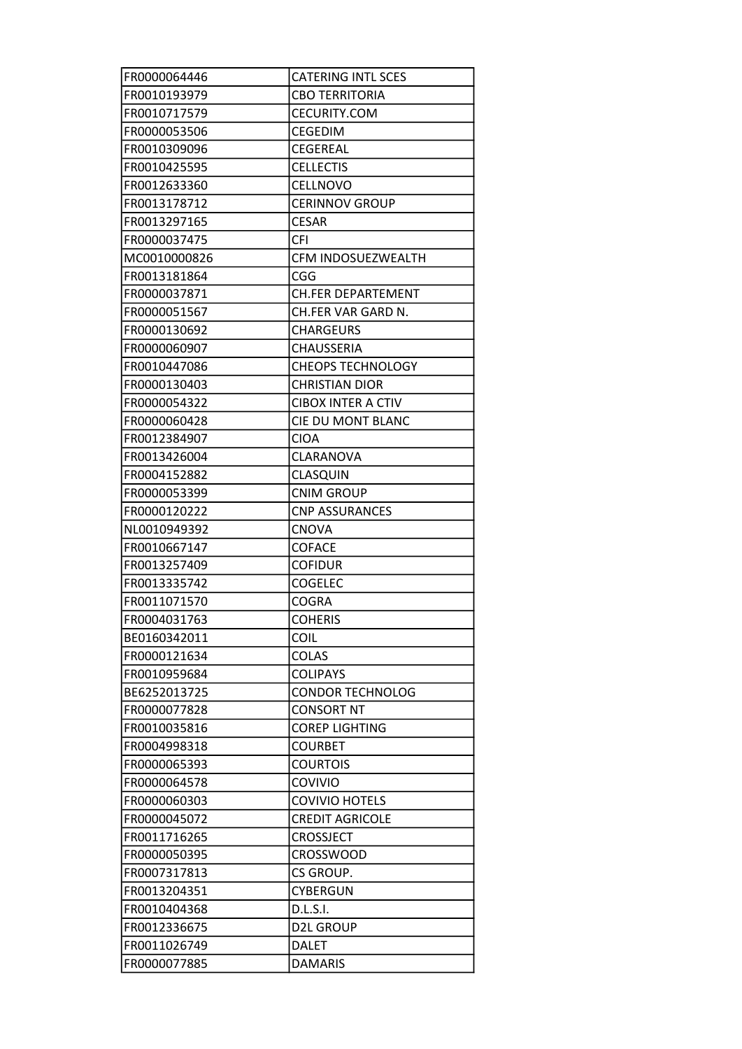| FR0000064446 | CATERING INTL SCES |
|---|---|
| FR0010193979 | CBO TERRITORIA |
| FR0010717579 | CECURITY.COM |
| FR0000053506 | CEGEDIM |
| FR0010309096 | CEGEREAL |
| FR0010425595 | CELLECTIS |
| FR0012633360 | CELLNOVO |
| FR0013178712 | CERINNOV GROUP |
| FR0013297165 | CESAR |
| FR0000037475 | CFI |
| MC0010000826 | CFM INDOSUEZWEALTH |
| FR0013181864 | CGG |
| FR0000037871 | CH.FER DEPARTEMENT |
| FR0000051567 | CH.FER VAR GARD N. |
| FR0000130692 | CHARGEURS |
| FR0000060907 | CHAUSSERIA |
| FR0010447086 | CHEOPS TECHNOLOGY |
| FR0000130403 | CHRISTIAN DIOR |
| FR0000054322 | CIBOX INTER A CTIV |
| FR0000060428 | CIE DU MONT BLANC |
| FR0012384907 | CIOA |
| FR0013426004 | CLARANOVA |
| FR0004152882 | CLASQUIN |
| FR0000053399 | CNIM GROUP |
| FR0000120222 | CNP ASSURANCES |
| NL0010949392 | CNOVA |
| FR0010667147 | COFACE |
| FR0013257409 | COFIDUR |
| FR0013335742 | COGELEC |
| FR0011071570 | COGRA |
| FR0004031763 | COHERIS |
| BE0160342011 | COIL |
| FR0000121634 | COLAS |
| FR0010959684 | COLIPAYS |
| BE6252013725 | CONDOR TECHNOLOG |
| FR0000077828 | CONSORT NT |
| FR0010035816 | COREP LIGHTING |
| FR0004998318 | COURBET |
| FR0000065393 | COURTOIS |
| FR0000064578 | COVIVIO |
| FR0000060303 | COVIVIO HOTELS |
| FR0000045072 | CREDIT AGRICOLE |
| FR0011716265 | CROSSJECT |
| FR0000050395 | CROSSWOOD |
| FR0007317813 | CS GROUP. |
| FR0013204351 | CYBERGUN |
| FR0010404368 | D.L.S.I. |
| FR0012336675 | D2L GROUP |
| FR0011026749 | DALET |
| FR0000077885 | DAMARIS |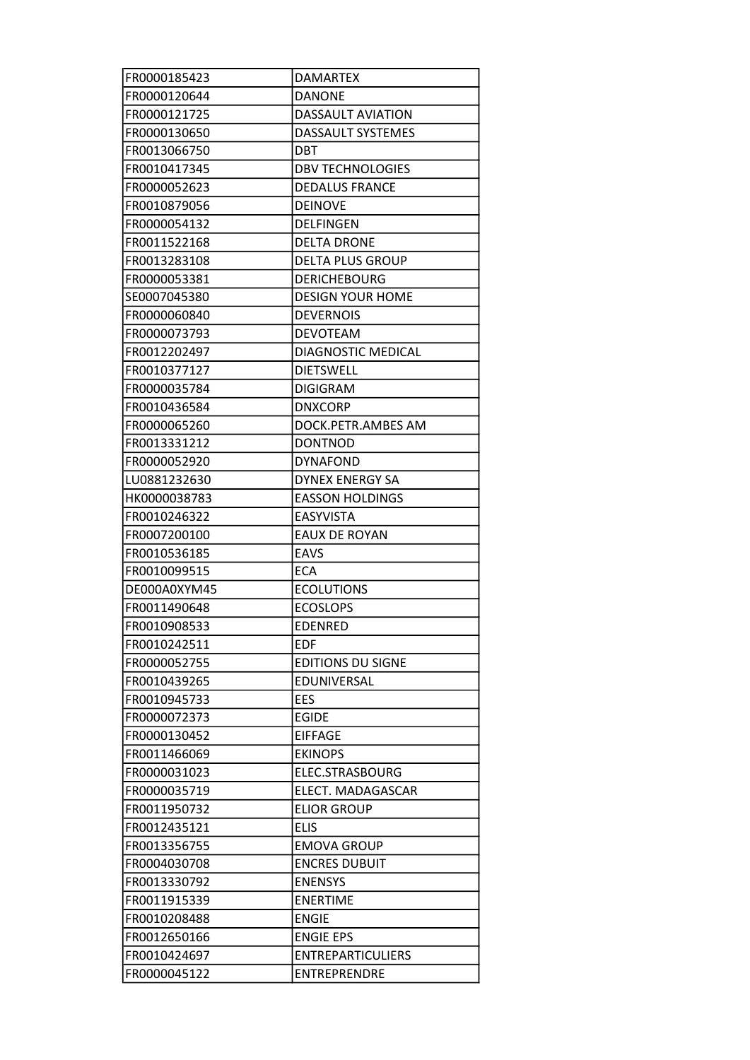| FR0000185423 | DAMARTEX |
|---|---|
| FR0000120644 | DANONE |
| FR0000121725 | DASSAULT AVIATION |
| FR0000130650 | DASSAULT SYSTEMES |
| FR0013066750 | DBT |
| FR0010417345 | DBV TECHNOLOGIES |
| FR0000052623 | DEDALUS FRANCE |
| FR0010879056 | DEINOVE |
| FR0000054132 | DELFINGEN |
| FR0011522168 | DELTA DRONE |
| FR0013283108 | DELTA PLUS GROUP |
| FR0000053381 | DERICHEBOURG |
| SE0007045380 | DESIGN YOUR HOME |
| FR0000060840 | DEVERNOIS |
| FR0000073793 | DEVOTEAM |
| FR0012202497 | DIAGNOSTIC MEDICAL |
| FR0010377127 | DIETSWELL |
| FR0000035784 | DIGIGRAM |
| FR0010436584 | DNXCORP |
| FR0000065260 | DOCK.PETR.AMBES AM |
| FR0013331212 | DONTNOD |
| FR0000052920 | DYNAFOND |
| LU0881232630 | DYNEX ENERGY SA |
| HK0000038783 | EASSON HOLDINGS |
| FR0010246322 | EASYVISTA |
| FR0007200100 | EAUX DE ROYAN |
| FR0010536185 | EAVS |
| FR0010099515 | ECA |
| DE000A0XYM45 | ECOLUTIONS |
| FR0011490648 | ECOSLOPS |
| FR0010908533 | EDENRED |
| FR0010242511 | EDF |
| FR0000052755 | EDITIONS DU SIGNE |
| FR0010439265 | EDUNIVERSAL |
| FR0010945733 | EES |
| FR0000072373 | EGIDE |
| FR0000130452 | EIFFAGE |
| FR0011466069 | EKINOPS |
| FR0000031023 | ELEC.STRASBOURG |
| FR0000035719 | ELECT. MADAGASCAR |
| FR0011950732 | ELIOR GROUP |
| FR0012435121 | ELIS |
| FR0013356755 | EMOVA GROUP |
| FR0004030708 | ENCRES DUBUIT |
| FR0013330792 | ENENSYS |
| FR0011915339 | ENERTIME |
| FR0010208488 | ENGIE |
| FR0012650166 | ENGIE EPS |
| FR0010424697 | ENTREPARTICULIERS |
| FR0000045122 | ENTREPRENDRE |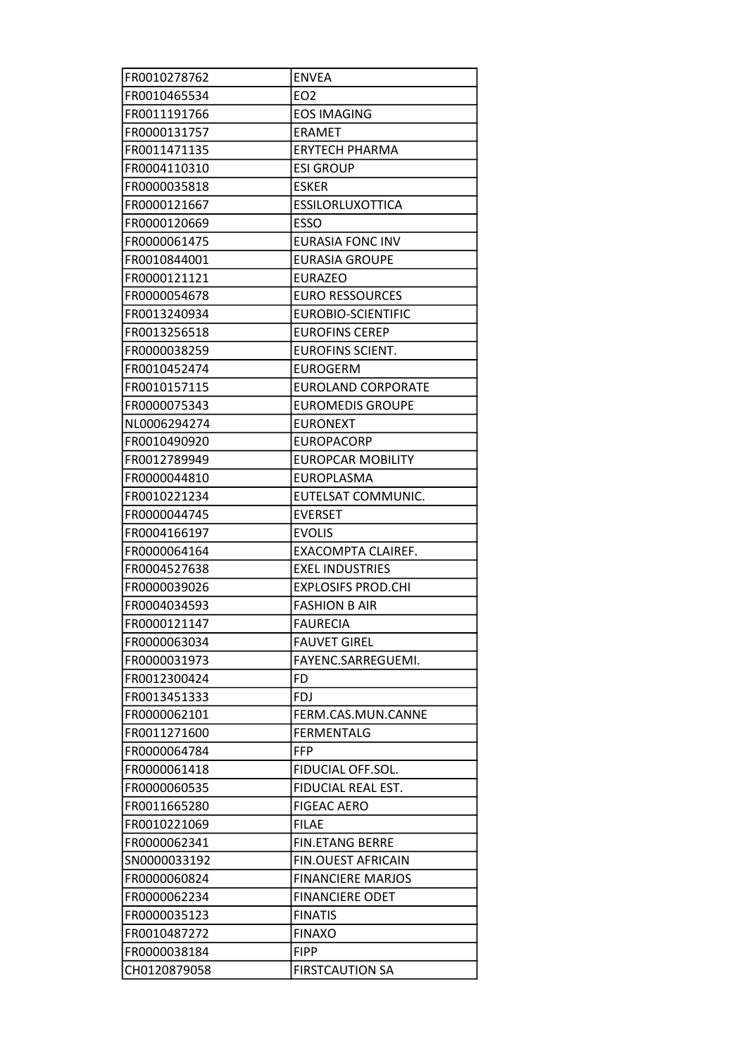| FR0010278762 | ENVEA |
|---|---|
| FR0010465534 | EO2 |
| FR0011191766 | EOS IMAGING |
| FR0000131757 | ERAMET |
| FR0011471135 | ERYTECH PHARMA |
| FR0004110310 | ESI GROUP |
| FR0000035818 | ESKER |
| FR0000121667 | ESSILORLUXOTTICA |
| FR0000120669 | ESSO |
| FR0000061475 | EURASIA FONC INV |
| FR0010844001 | EURASIA GROUPE |
| FR0000121121 | EURAZEO |
| FR0000054678 | EURO RESSOURCES |
| FR0013240934 | EUROBIO-SCIENTIFIC |
| FR0013256518 | EUROFINS CEREP |
| FR0000038259 | EUROFINS SCIENT. |
| FR0010452474 | EUROGERM |
| FR0010157115 | EUROLAND CORPORATE |
| FR0000075343 | EUROMEDIS GROUPE |
| NL0006294274 | EURONEXT |
| FR0010490920 | EUROPACORP |
| FR0012789949 | EUROPCAR MOBILITY |
| FR0000044810 | EUROPLASMA |
| FR0010221234 | EUTELSAT COMMUNIC. |
| FR0000044745 | EVERSET |
| FR0004166197 | EVOLIS |
| FR0000064164 | EXACOMPTA CLAIREF. |
| FR0004527638 | EXEL INDUSTRIES |
| FR0000039026 | EXPLOSIFS PROD.CHI |
| FR0004034593 | FASHION B AIR |
| FR0000121147 | FAURECIA |
| FR0000063034 | FAUVET GIREL |
| FR0000031973 | FAYENC.SARREGUEMI. |
| FR0012300424 | FD |
| FR0013451333 | FDJ |
| FR0000062101 | FERM.CAS.MUN.CANNE |
| FR0011271600 | FERMENTALG |
| FR0000064784 | FFP |
| FR0000061418 | FIDUCIAL OFF.SOL. |
| FR0000060535 | FIDUCIAL REAL EST. |
| FR0011665280 | FIGEAC AERO |
| FR0010221069 | FILAE |
| FR0000062341 | FIN.ETANG BERRE |
| SN0000033192 | FIN.OUEST AFRICAIN |
| FR0000060824 | FINANCIERE MARJOS |
| FR0000062234 | FINANCIERE ODET |
| FR0000035123 | FINATIS |
| FR0010487272 | FINAXO |
| FR0000038184 | FIPP |
| CH0120879058 | FIRSTCAUTION SA |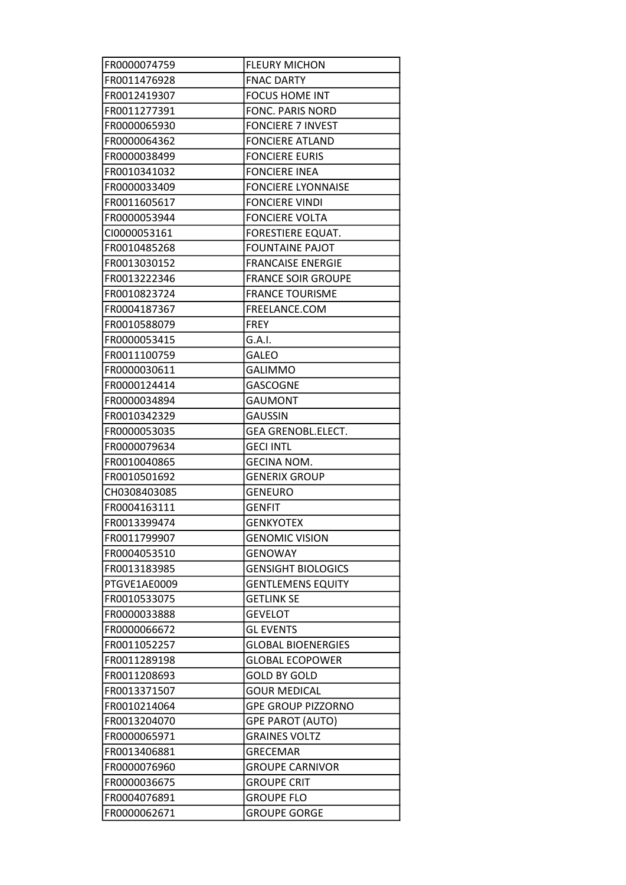| FR0000074759 | FLEURY MICHON |
|---|---|
| FR0011476928 | FNAC DARTY |
| FR0012419307 | FOCUS HOME INT |
| FR0011277391 | FONC. PARIS NORD |
| FR0000065930 | FONCIERE 7 INVEST |
| FR0000064362 | FONCIERE ATLAND |
| FR0000038499 | FONCIERE EURIS |
| FR0010341032 | FONCIERE INEA |
| FR0000033409 | FONCIERE LYONNAISE |
| FR0011605617 | FONCIERE VINDI |
| FR0000053944 | FONCIERE VOLTA |
| CI0000053161 | FORESTIERE EQUAT. |
| FR0010485268 | FOUNTAINE PAJOT |
| FR0013030152 | FRANCAISE ENERGIE |
| FR0013222346 | FRANCE SOIR GROUPE |
| FR0010823724 | FRANCE TOURISME |
| FR0004187367 | FREELANCE.COM |
| FR0010588079 | FREY |
| FR0000053415 | G.A.I. |
| FR0011100759 | GALEO |
| FR0000030611 | GALIMMO |
| FR0000124414 | GASCOGNE |
| FR0000034894 | GAUMONT |
| FR0010342329 | GAUSSIN |
| FR0000053035 | GEA GRENOBL.ELECT. |
| FR0000079634 | GECI INTL |
| FR0010040865 | GECINA NOM. |
| FR0010501692 | GENERIX GROUP |
| CH0308403085 | GENEURO |
| FR0004163111 | GENFIT |
| FR0013399474 | GENKYOTEX |
| FR0011799907 | GENOMIC VISION |
| FR0004053510 | GENOWAY |
| FR0013183985 | GENSIGHT BIOLOGICS |
| PTGVE1AE0009 | GENTLEMENS EQUITY |
| FR0010533075 | GETLINK SE |
| FR0000033888 | GEVELOT |
| FR0000066672 | GL EVENTS |
| FR0011052257 | GLOBAL BIOENERGIES |
| FR0011289198 | GLOBAL ECOPOWER |
| FR0011208693 | GOLD BY GOLD |
| FR0013371507 | GOUR MEDICAL |
| FR0010214064 | GPE GROUP PIZZORNO |
| FR0013204070 | GPE PAROT (AUTO) |
| FR0000065971 | GRAINES VOLTZ |
| FR0013406881 | GRECEMAR |
| FR0000076960 | GROUPE CARNIVOR |
| FR0000036675 | GROUPE CRIT |
| FR0004076891 | GROUPE FLO |
| FR0000062671 | GROUPE GORGE |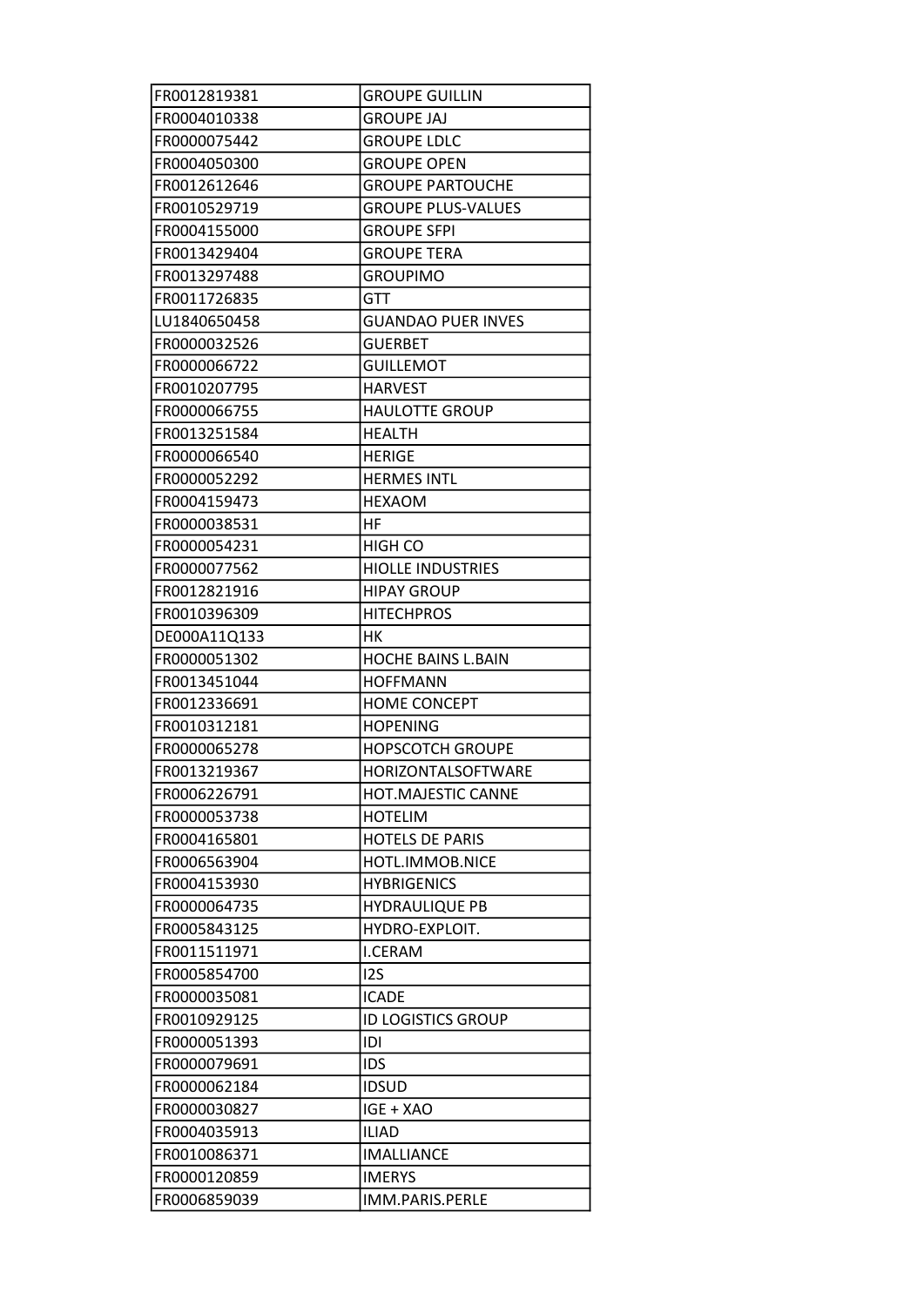| FR0012819381 | GROUPE GUILLIN |
|---|---|
| FR0004010338 | GROUPE JAJ |
| FR0000075442 | GROUPE LDLC |
| FR0004050300 | GROUPE OPEN |
| FR0012612646 | GROUPE PARTOUCHE |
| FR0010529719 | GROUPE PLUS-VALUES |
| FR0004155000 | GROUPE SFPI |
| FR0013429404 | GROUPE TERA |
| FR0013297488 | GROUPIMO |
| FR0011726835 | GTT |
| LU1840650458 | GUANDAO PUER INVES |
| FR0000032526 | GUERBET |
| FR0000066722 | GUILLEMOT |
| FR0010207795 | HARVEST |
| FR0000066755 | HAULOTTE GROUP |
| FR0013251584 | HEALTH |
| FR0000066540 | HERIGE |
| FR0000052292 | HERMES INTL |
| FR0004159473 | HEXAOM |
| FR0000038531 | HF |
| FR0000054231 | HIGH CO |
| FR0000077562 | HIOLLE INDUSTRIES |
| FR0012821916 | HIPAY GROUP |
| FR0010396309 | HITECHPROS |
| DE000A11Q133 | HK |
| FR0000051302 | HOCHE BAINS L.BAIN |
| FR0013451044 | HOFFMANN |
| FR0012336691 | HOME CONCEPT |
| FR0010312181 | HOPENING |
| FR0000065278 | HOPSCOTCH GROUPE |
| FR0013219367 | HORIZONTALSOFTWARE |
| FR0006226791 | HOT.MAJESTIC CANNE |
| FR0000053738 | HOTELIM |
| FR0004165801 | HOTELS DE PARIS |
| FR0006563904 | HOTL.IMMOB.NICE |
| FR0004153930 | HYBRIGENICS |
| FR0000064735 | HYDRAULIQUE PB |
| FR0005843125 | HYDRO-EXPLOIT. |
| FR0011511971 | I.CERAM |
| FR0005854700 | I2S |
| FR0000035081 | ICADE |
| FR0010929125 | ID LOGISTICS GROUP |
| FR0000051393 | IDI |
| FR0000079691 | IDS |
| FR0000062184 | IDSUD |
| FR0000030827 | IGE + XAO |
| FR0004035913 | ILIAD |
| FR0010086371 | IMALLIANCE |
| FR0000120859 | IMERYS |
| FR0006859039 | IMM.PARIS.PERLE |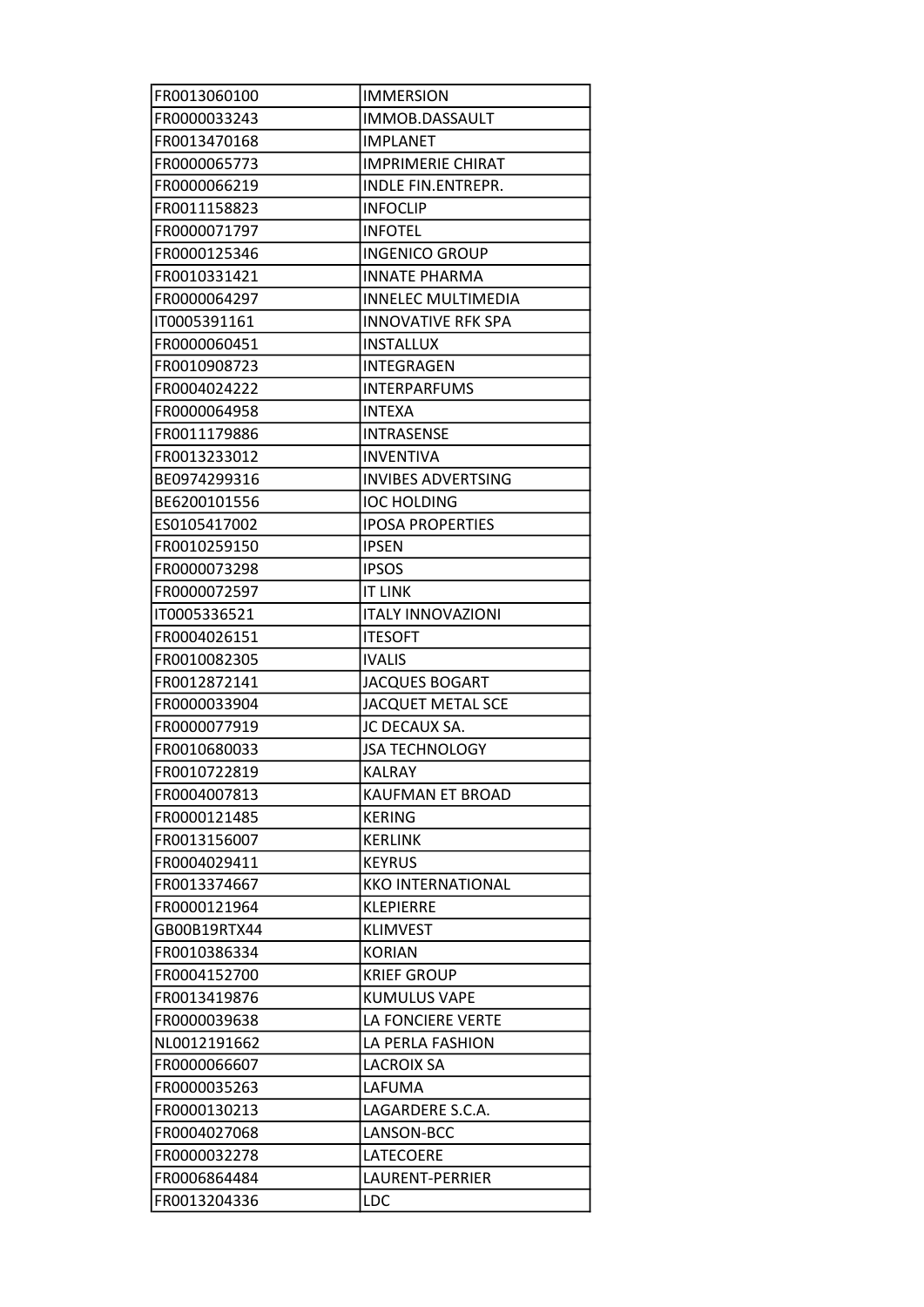| FR0013060100 | IMMERSION |
|---|---|
| FR0000033243 | IMMOB.DASSAULT |
| FR0013470168 | IMPLANET |
| FR0000065773 | IMPRIMERIE CHIRAT |
| FR0000066219 | INDLE FIN.ENTREPR. |
| FR0011158823 | INFOCLIP |
| FR0000071797 | INFOTEL |
| FR0000125346 | INGENICO GROUP |
| FR0010331421 | INNATE PHARMA |
| FR0000064297 | INNELEC MULTIMEDIA |
| IT0005391161 | INNOVATIVE RFK SPA |
| FR0000060451 | INSTALLUX |
| FR0010908723 | INTEGRAGEN |
| FR0004024222 | INTERPARFUMS |
| FR0000064958 | INTEXA |
| FR0011179886 | INTRASENSE |
| FR0013233012 | INVENTIVA |
| BE0974299316 | INVIBES ADVERTSING |
| BE6200101556 | IOC HOLDING |
| ES0105417002 | IPOSA PROPERTIES |
| FR0010259150 | IPSEN |
| FR0000073298 | IPSOS |
| FR0000072597 | IT LINK |
| IT0005336521 | ITALY INNOVAZIONI |
| FR0004026151 | ITESOFT |
| FR0010082305 | IVALIS |
| FR0012872141 | JACQUES BOGART |
| FR0000033904 | JACQUET METAL SCE |
| FR0000077919 | JC DECAUX SA. |
| FR0010680033 | JSA TECHNOLOGY |
| FR0010722819 | KALRAY |
| FR0004007813 | KAUFMAN ET BROAD |
| FR0000121485 | KERING |
| FR0013156007 | KERLINK |
| FR0004029411 | KEYRUS |
| FR0013374667 | KKO INTERNATIONAL |
| FR0000121964 | KLEPIERRE |
| GB00B19RTX44 | KLIMVEST |
| FR0010386334 | KORIAN |
| FR0004152700 | KRIEF GROUP |
| FR0013419876 | KUMULUS VAPE |
| FR0000039638 | LA FONCIERE VERTE |
| NL0012191662 | LA PERLA FASHION |
| FR0000066607 | LACROIX SA |
| FR0000035263 | LAFUMA |
| FR0000130213 | LAGARDERE S.C.A. |
| FR0004027068 | LANSON-BCC |
| FR0000032278 | LATECOERE |
| FR0006864484 | LAURENT-PERRIER |
| FR0013204336 | LDC |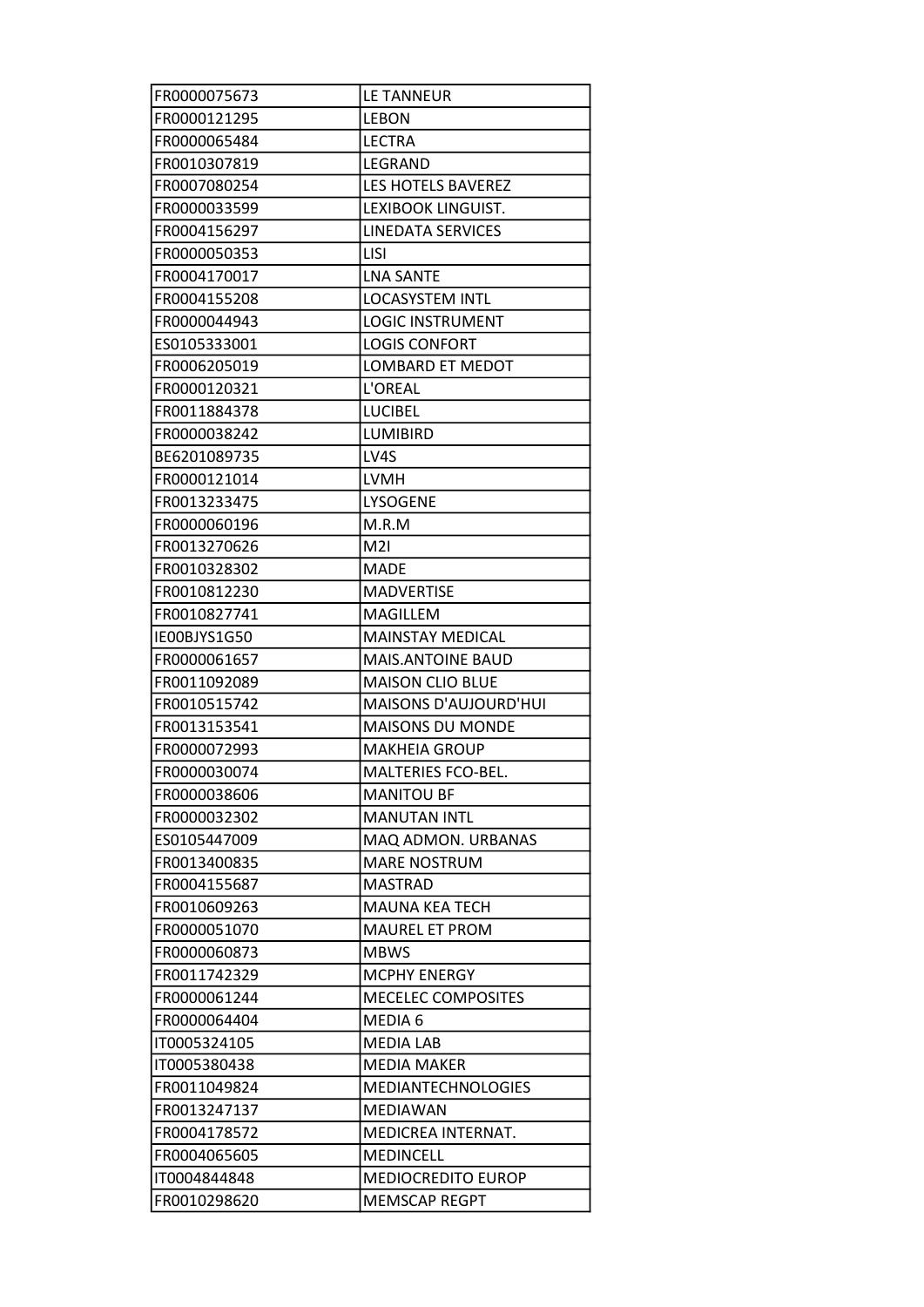| FR0000075673 | LE TANNEUR |
|---|---|
| FR0000121295 | LEBON |
| FR0000065484 | LECTRA |
| FR0010307819 | LEGRAND |
| FR0007080254 | LES HOTELS BAVEREZ |
| FR0000033599 | LEXIBOOK LINGUIST. |
| FR0004156297 | LINEDATA SERVICES |
| FR0000050353 | LISI |
| FR0004170017 | LNA SANTE |
| FR0004155208 | LOCASYSTEM INTL |
| FR0000044943 | LOGIC INSTRUMENT |
| ES0105333001 | LOGIS CONFORT |
| FR0006205019 | LOMBARD ET MEDOT |
| FR0000120321 | L'OREAL |
| FR0011884378 | LUCIBEL |
| FR0000038242 | LUMIBIRD |
| BE6201089735 | LV4S |
| FR0000121014 | LVMH |
| FR0013233475 | LYSOGENE |
| FR0000060196 | M.R.M |
| FR0013270626 | M2I |
| FR0010328302 | MADE |
| FR0010812230 | MADVERTISE |
| FR0010827741 | MAGILLEM |
| IE00BJYS1G50 | MAINSTAY MEDICAL |
| FR0000061657 | MAIS.ANTOINE BAUD |
| FR0011092089 | MAISON CLIO BLUE |
| FR0010515742 | MAISONS D'AUJOURD'HUI |
| FR0013153541 | MAISONS DU MONDE |
| FR0000072993 | MAKHEIA GROUP |
| FR0000030074 | MALTERIES FCO-BEL. |
| FR0000038606 | MANITOU BF |
| FR0000032302 | MANUTAN INTL |
| ES0105447009 | MAQ ADMON. URBANAS |
| FR0013400835 | MARE NOSTRUM |
| FR0004155687 | MASTRAD |
| FR0010609263 | MAUNA KEA TECH |
| FR0000051070 | MAUREL ET PROM |
| FR0000060873 | MBWS |
| FR0011742329 | MCPHY ENERGY |
| FR0000061244 | MECELEC COMPOSITES |
| FR0000064404 | MEDIA 6 |
| IT0005324105 | MEDIA LAB |
| IT0005380438 | MEDIA MAKER |
| FR0011049824 | MEDIANTECHNOLOGIES |
| FR0013247137 | MEDIAWAN |
| FR0004178572 | MEDICREA INTERNAT. |
| FR0004065605 | MEDINCELL |
| IT0004844848 | MEDIOCREDITO EUROP |
| FR0010298620 | MEMSCAP REGPT |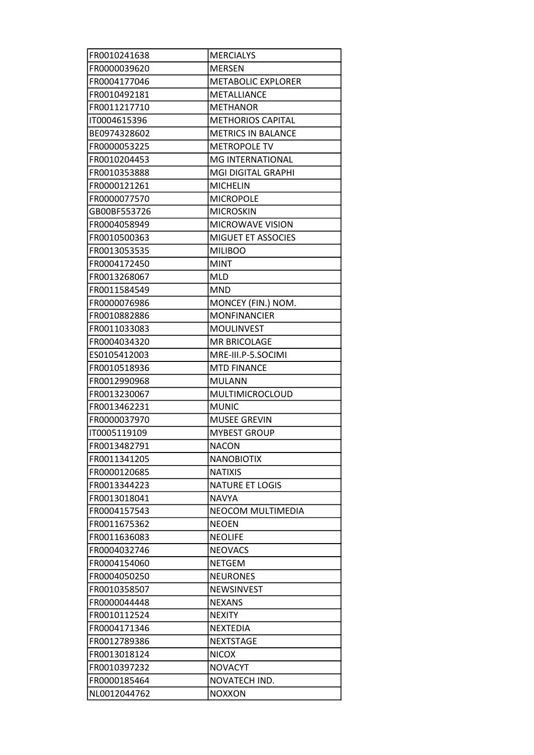| | |
|---|---|
| FR0010241638 | MERCIALYS |
| FR0000039620 | MERSEN |
| FR0004177046 | METABOLIC EXPLORER |
| FR0010492181 | METALLIANCE |
| FR0011217710 | METHANOR |
| IT0004615396 | METHORIOS CAPITAL |
| BE0974328602 | METRICS IN BALANCE |
| FR0000053225 | METROPOLE TV |
| FR0010204453 | MG INTERNATIONAL |
| FR0010353888 | MGI DIGITAL GRAPHI |
| FR0000121261 | MICHELIN |
| FR0000077570 | MICROPOLE |
| GB00BF553726 | MICROSKIN |
| FR0004058949 | MICROWAVE VISION |
| FR0010500363 | MIGUET ET ASSOCIES |
| FR0013053535 | MILIBOO |
| FR0004172450 | MINT |
| FR0013268067 | MLD |
| FR0011584549 | MND |
| FR0000076986 | MONCEY (FIN.) NOM. |
| FR0010882886 | MONFINANCIER |
| FR0011033083 | MOULINVEST |
| FR0004034320 | MR BRICOLAGE |
| ES0105412003 | MRE-III.P-5.SOCIMI |
| FR0010518936 | MTD FINANCE |
| FR0012990968 | MULANN |
| FR0013230067 | MULTIMICROCLOUD |
| FR0013462231 | MUNIC |
| FR0000037970 | MUSEE GREVIN |
| IT0005119109 | MYBEST GROUP |
| FR0013482791 | NACON |
| FR0011341205 | NANOBIOTIX |
| FR0000120685 | NATIXIS |
| FR0013344223 | NATURE ET LOGIS |
| FR0013018041 | NAVYA |
| FR0004157543 | NEOCOM MULTIMEDIA |
| FR0011675362 | NEOEN |
| FR0011636083 | NEOLIFE |
| FR0004032746 | NEOVACS |
| FR0004154060 | NETGEM |
| FR0004050250 | NEURONES |
| FR0010358507 | NEWSINVEST |
| FR0000044448 | NEXANS |
| FR0010112524 | NEXITY |
| FR0004171346 | NEXTEDIA |
| FR0012789386 | NEXTSTAGE |
| FR0013018124 | NICOX |
| FR0010397232 | NOVACYT |
| FR0000185464 | NOVATECH IND. |
| NL0012044762 | NOXXON |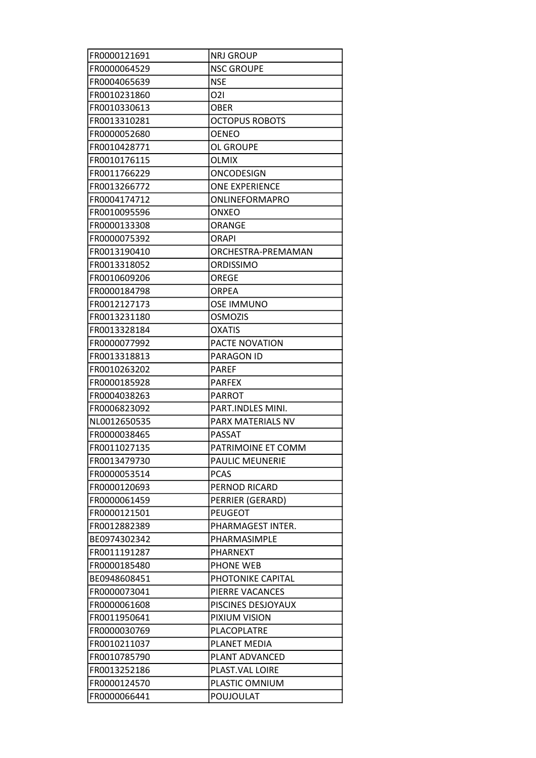| FR0000121691 | NRJ GROUP |
|---|---|
| FR0000064529 | NSC GROUPE |
| FR0004065639 | NSE |
| FR0010231860 | O2I |
| FR0010330613 | OBER |
| FR0013310281 | OCTOPUS ROBOTS |
| FR0000052680 | OENEO |
| FR0010428771 | OL GROUPE |
| FR0010176115 | OLMIX |
| FR0011766229 | ONCODESIGN |
| FR0013266772 | ONE EXPERIENCE |
| FR0004174712 | ONLINEFORMAPRO |
| FR0010095596 | ONXEO |
| FR0000133308 | ORANGE |
| FR0000075392 | ORAPI |
| FR0013190410 | ORCHESTRA-PREMAMAN |
| FR0013318052 | ORDISSIMO |
| FR0010609206 | OREGE |
| FR0000184798 | ORPEA |
| FR0012127173 | OSE IMMUNO |
| FR0013231180 | OSMOZIS |
| FR0013328184 | OXATIS |
| FR0000077992 | PACTE NOVATION |
| FR0013318813 | PARAGON ID |
| FR0010263202 | PAREF |
| FR0000185928 | PARFEX |
| FR0004038263 | PARROT |
| FR0006823092 | PART.INDLES MINI. |
| NL0012650535 | PARX MATERIALS NV |
| FR0000038465 | PASSAT |
| FR0011027135 | PATRIMOINE ET COMM |
| FR0013479730 | PAULIC MEUNERIE |
| FR0000053514 | PCAS |
| FR0000120693 | PERNOD RICARD |
| FR0000061459 | PERRIER (GERARD) |
| FR0000121501 | PEUGEOT |
| FR0012882389 | PHARMAGEST INTER. |
| BE0974302342 | PHARMASIMPLE |
| FR0011191287 | PHARNEXT |
| FR0000185480 | PHONE WEB |
| BE0948608451 | PHOTONIKE CAPITAL |
| FR0000073041 | PIERRE VACANCES |
| FR0000061608 | PISCINES DESJOYAUX |
| FR0011950641 | PIXIUM VISION |
| FR0000030769 | PLACOPLATRE |
| FR0010211037 | PLANET MEDIA |
| FR0010785790 | PLANT ADVANCED |
| FR0013252186 | PLAST.VAL LOIRE |
| FR0000124570 | PLASTIC OMNIUM |
| FR0000066441 | POUJOULAT |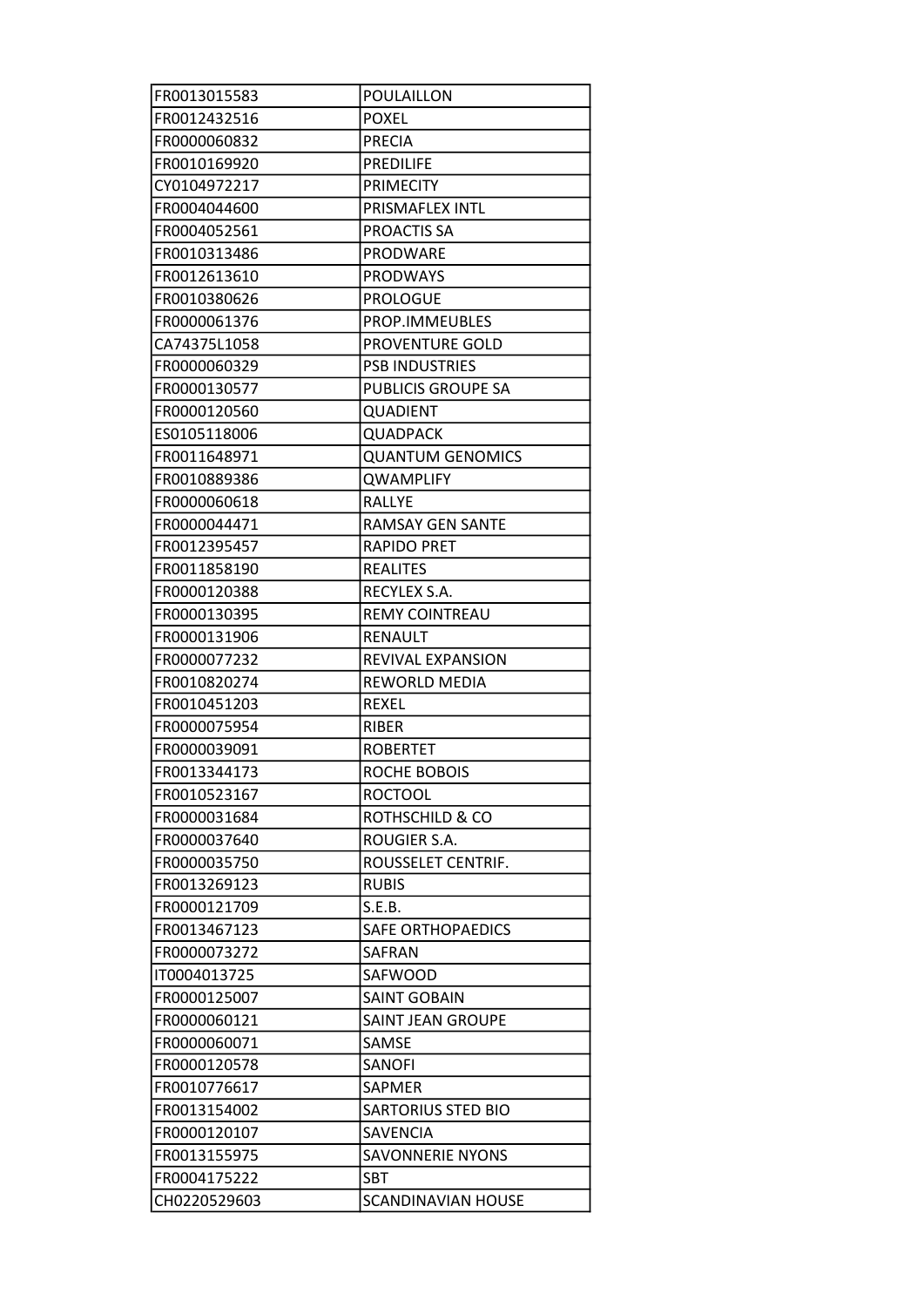| | |
|---|---|
| FR0013015583 | POULAILLON |
| FR0012432516 | POXEL |
| FR0000060832 | PRECIA |
| FR0010169920 | PREDILIFE |
| CY0104972217 | PRIMECITY |
| FR0004044600 | PRISMAFLEX INTL |
| FR0004052561 | PROACTIS SA |
| FR0010313486 | PRODWARE |
| FR0012613610 | PRODWAYS |
| FR0010380626 | PROLOGUE |
| FR0000061376 | PROP.IMMEUBLES |
| CA74375L1058 | PROVENTURE GOLD |
| FR0000060329 | PSB INDUSTRIES |
| FR0000130577 | PUBLICIS GROUPE SA |
| FR0000120560 | QUADIENT |
| ES0105118006 | QUADPACK |
| FR0011648971 | QUANTUM GENOMICS |
| FR0010889386 | QWAMPLIFY |
| FR0000060618 | RALLYE |
| FR0000044471 | RAMSAY GEN SANTE |
| FR0012395457 | RAPIDO PRET |
| FR0011858190 | REALITES |
| FR0000120388 | RECYLEX S.A. |
| FR0000130395 | REMY COINTREAU |
| FR0000131906 | RENAULT |
| FR0000077232 | REVIVAL EXPANSION |
| FR0010820274 | REWORLD MEDIA |
| FR0010451203 | REXEL |
| FR0000075954 | RIBER |
| FR0000039091 | ROBERTET |
| FR0013344173 | ROCHE BOBOIS |
| FR0010523167 | ROCTOOL |
| FR0000031684 | ROTHSCHILD & CO |
| FR0000037640 | ROUGIER S.A. |
| FR0000035750 | ROUSSELET CENTRIF. |
| FR0013269123 | RUBIS |
| FR0000121709 | S.E.B. |
| FR0013467123 | SAFE ORTHOPAEDICS |
| FR0000073272 | SAFRAN |
| IT0004013725 | SAFWOOD |
| FR0000125007 | SAINT GOBAIN |
| FR0000060121 | SAINT JEAN GROUPE |
| FR0000060071 | SAMSE |
| FR0000120578 | SANOFI |
| FR0010776617 | SAPMER |
| FR0013154002 | SARTORIUS STED BIO |
| FR0000120107 | SAVENCIA |
| FR0013155975 | SAVONNERIE NYONS |
| FR0004175222 | SBT |
| CH0220529603 | SCANDINAVIAN HOUSE |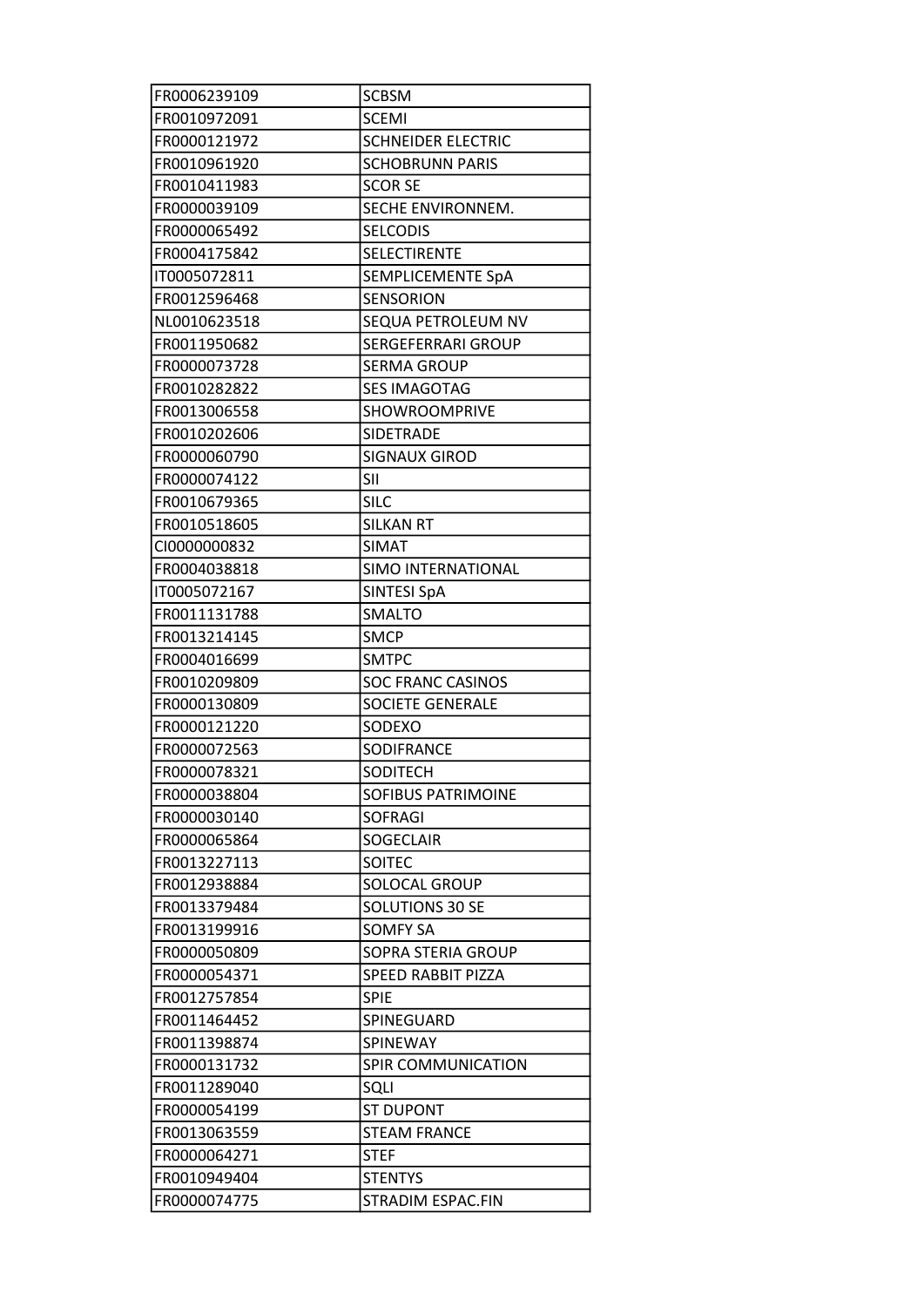| FR0006239109 | SCBSM |
|---|---|
| FR0010972091 | SCEMI |
| FR0000121972 | SCHNEIDER ELECTRIC |
| FR0010961920 | SCHOBRUNN PARIS |
| FR0010411983 | SCOR SE |
| FR0000039109 | SECHE ENVIRONNEM. |
| FR0000065492 | SELCODIS |
| FR0004175842 | SELECTIRENTE |
| IT0005072811 | SEMPLICEMENTE SpA |
| FR0012596468 | SENSORION |
| NL0010623518 | SEQUA PETROLEUM NV |
| FR0011950682 | SERGEFERRARI GROUP |
| FR0000073728 | SERMA GROUP |
| FR0010282822 | SES IMAGOTAG |
| FR0013006558 | SHOWROOMPRIVE |
| FR0010202606 | SIDETRADE |
| FR0000060790 | SIGNAUX GIROD |
| FR0000074122 | SII |
| FR0010679365 | SILC |
| FR0010518605 | SILKAN RT |
| CI0000000832 | SIMAT |
| FR0004038818 | SIMO INTERNATIONAL |
| IT0005072167 | SINTESI SpA |
| FR0011131788 | SMALTO |
| FR0013214145 | SMCP |
| FR0004016699 | SMTPC |
| FR0010209809 | SOC FRANC CASINOS |
| FR0000130809 | SOCIETE GENERALE |
| FR0000121220 | SODEXO |
| FR0000072563 | SODIFRANCE |
| FR0000078321 | SODITECH |
| FR0000038804 | SOFIBUS PATRIMOINE |
| FR0000030140 | SOFRAGI |
| FR0000065864 | SOGECLAIR |
| FR0013227113 | SOITEC |
| FR0012938884 | SOLOCAL GROUP |
| FR0013379484 | SOLUTIONS 30 SE |
| FR0013199916 | SOMFY SA |
| FR0000050809 | SOPRA STERIA GROUP |
| FR0000054371 | SPEED RABBIT PIZZA |
| FR0012757854 | SPIE |
| FR0011464452 | SPINEGUARD |
| FR0011398874 | SPINEWAY |
| FR0000131732 | SPIR COMMUNICATION |
| FR0011289040 | SQLI |
| FR0000054199 | ST DUPONT |
| FR0013063559 | STEAM FRANCE |
| FR0000064271 | STEF |
| FR0010949404 | STENTYS |
| FR0000074775 | STRADIM ESPAC.FIN |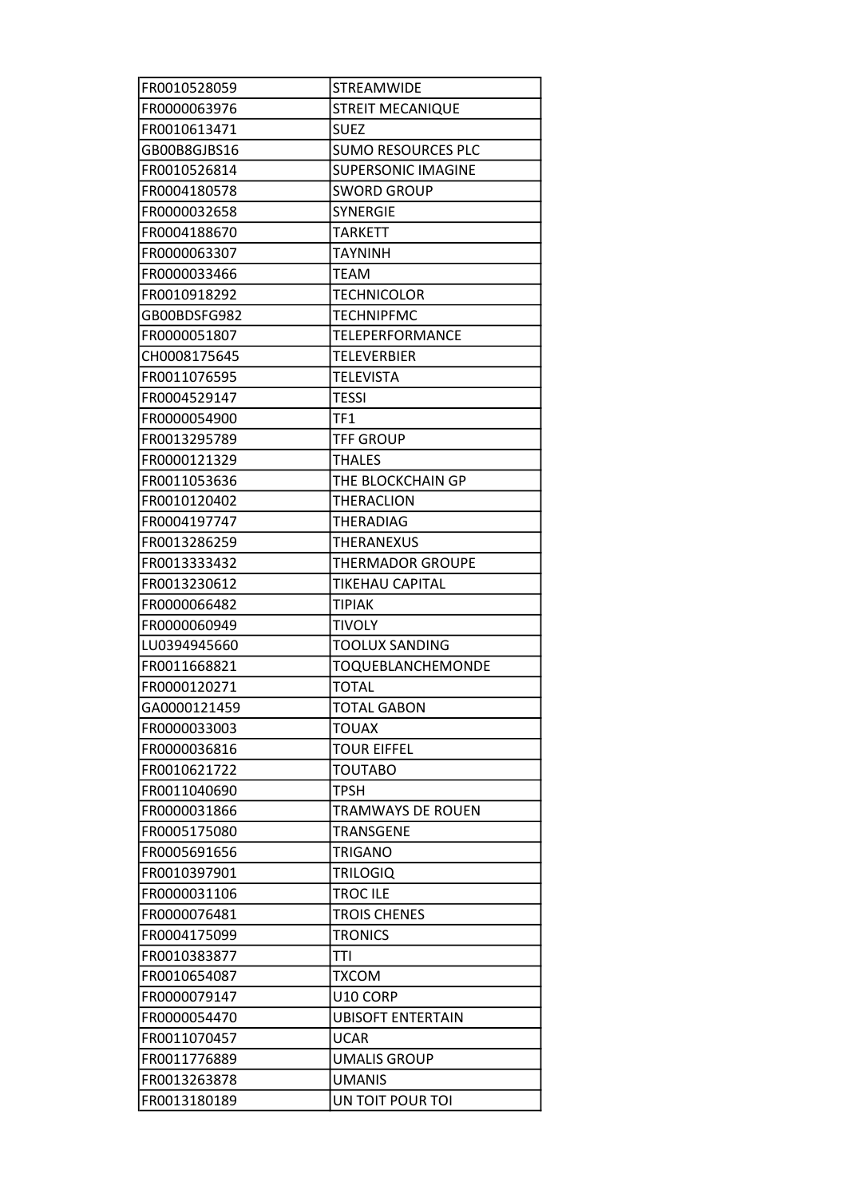| FR0010528059 | STREAMWIDE |
|---|---|
| FR0000063976 | STREIT MECANIQUE |
| FR0010613471 | SUEZ |
| GB00B8GJBS16 | SUMO RESOURCES PLC |
| FR0010526814 | SUPERSONIC IMAGINE |
| FR0004180578 | SWORD GROUP |
| FR0000032658 | SYNERGIE |
| FR0004188670 | TARKETT |
| FR0000063307 | TAYNINH |
| FR0000033466 | TEAM |
| FR0010918292 | TECHNICOLOR |
| GB00BDSFG982 | TECHNIPFMC |
| FR0000051807 | TELEPERFORMANCE |
| CH0008175645 | TELEVERBIER |
| FR0011076595 | TELEVISTA |
| FR0004529147 | TESSI |
| FR0000054900 | TF1 |
| FR0013295789 | TFF GROUP |
| FR0000121329 | THALES |
| FR0011053636 | THE BLOCKCHAIN GP |
| FR0010120402 | THERACLION |
| FR0004197747 | THERADIAG |
| FR0013286259 | THERANEXUS |
| FR0013333432 | THERMADOR GROUPE |
| FR0013230612 | TIKEHAU CAPITAL |
| FR0000066482 | TIPIAK |
| FR0000060949 | TIVOLY |
| LU0394945660 | TOOLUX SANDING |
| FR0011668821 | TOQUEBLANCHEMONDE |
| FR0000120271 | TOTAL |
| GA0000121459 | TOTAL GABON |
| FR0000033003 | TOUAX |
| FR0000036816 | TOUR EIFFEL |
| FR0010621722 | TOUTABO |
| FR0011040690 | TPSH |
| FR0000031866 | TRAMWAYS DE ROUEN |
| FR0005175080 | TRANSGENE |
| FR0005691656 | TRIGANO |
| FR0010397901 | TRILOGIQ |
| FR0000031106 | TROC ILE |
| FR0000076481 | TROIS CHENES |
| FR0004175099 | TRONICS |
| FR0010383877 | TTI |
| FR0010654087 | TXCOM |
| FR0000079147 | U10 CORP |
| FR0000054470 | UBISOFT ENTERTAIN |
| FR0011070457 | UCAR |
| FR0011776889 | UMALIS GROUP |
| FR0013263878 | UMANIS |
| FR0013180189 | UN TOIT POUR TOI |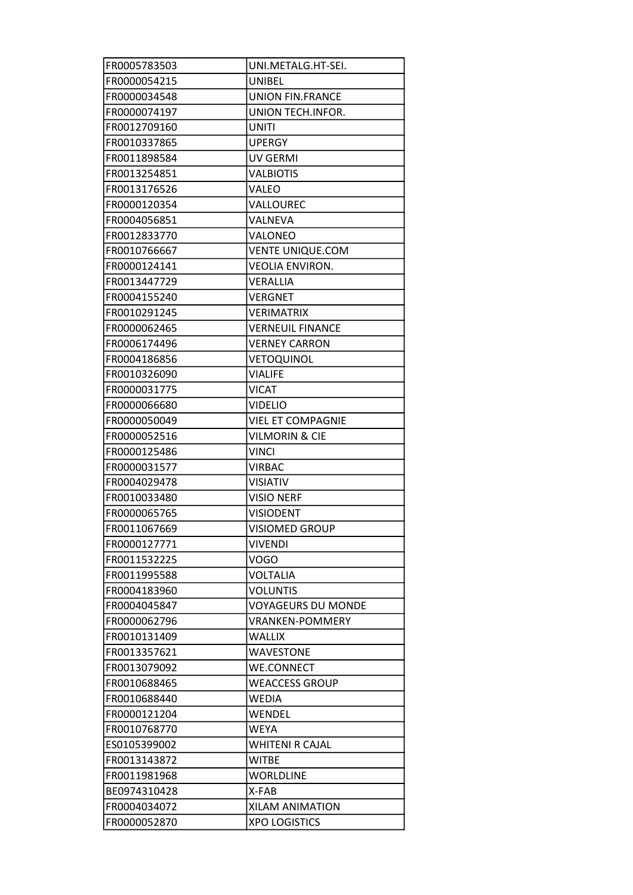| FR0005783503 | UNI.METALG.HT-SEI. |
|---|---|
| FR0000054215 | UNIBEL |
| FR0000034548 | UNION FIN.FRANCE |
| FR0000074197 | UNION TECH.INFOR. |
| FR0012709160 | UNITI |
| FR0010337865 | UPERGY |
| FR0011898584 | UV GERMI |
| FR0013254851 | VALBIOTIS |
| FR0013176526 | VALEO |
| FR0000120354 | VALLOUREC |
| FR0004056851 | VALNEVA |
| FR0012833770 | VALONEO |
| FR0010766667 | VENTE UNIQUE.COM |
| FR0000124141 | VEOLIA ENVIRON. |
| FR0013447729 | VERALLIA |
| FR0004155240 | VERGNET |
| FR0010291245 | VERIMATRIX |
| FR0000062465 | VERNEUIL FINANCE |
| FR0006174496 | VERNEY CARRON |
| FR0004186856 | VETOQUINOL |
| FR0010326090 | VIALIFE |
| FR0000031775 | VICAT |
| FR0000066680 | VIDELIO |
| FR0000050049 | VIEL ET COMPAGNIE |
| FR0000052516 | VILMORIN & CIE |
| FR0000125486 | VINCI |
| FR0000031577 | VIRBAC |
| FR0004029478 | VISIATIV |
| FR0010033480 | VISIO NERF |
| FR0000065765 | VISIODENT |
| FR0011067669 | VISIOMED GROUP |
| FR0000127771 | VIVENDI |
| FR0011532225 | VOGO |
| FR0011995588 | VOLTALIA |
| FR0004183960 | VOLUNTIS |
| FR0004045847 | VOYAGEURS DU MONDE |
| FR0000062796 | VRANKEN-POMMERY |
| FR0010131409 | WALLIX |
| FR0013357621 | WAVESTONE |
| FR0013079092 | WE.CONNECT |
| FR0010688465 | WEACCESS GROUP |
| FR0010688440 | WEDIA |
| FR0000121204 | WENDEL |
| FR0010768770 | WEYA |
| ES0105399002 | WHITENI R CAJAL |
| FR0013143872 | WITBE |
| FR0011981968 | WORLDLINE |
| BE0974310428 | X-FAB |
| FR0004034072 | XILAM ANIMATION |
| FR0000052870 | XPO LOGISTICS |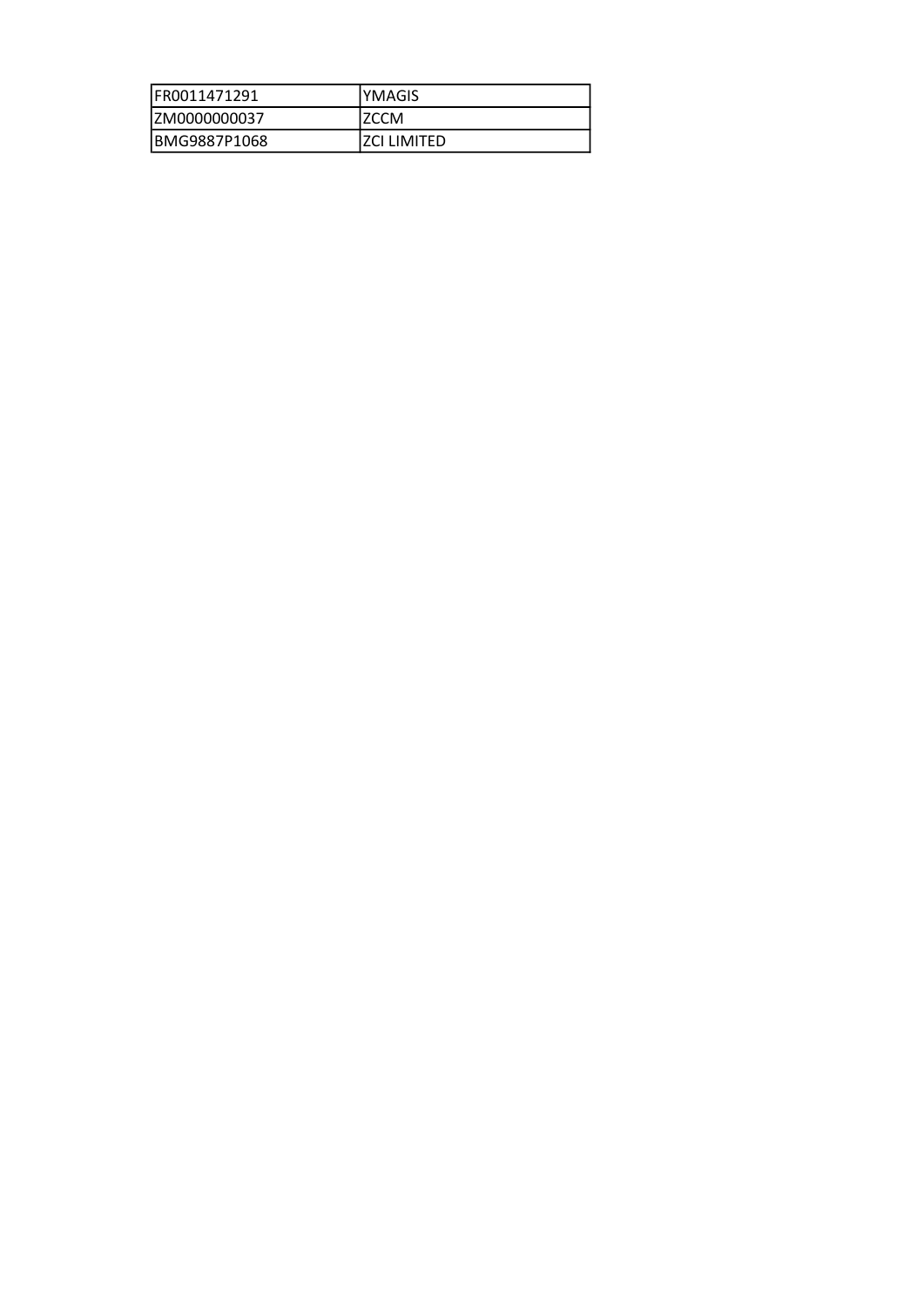| | |
|---|---|
| FR0011471291 | YMAGIS |
| ZM0000000037 | ZCCM |
| BMG9887P1068 | ZCI LIMITED |